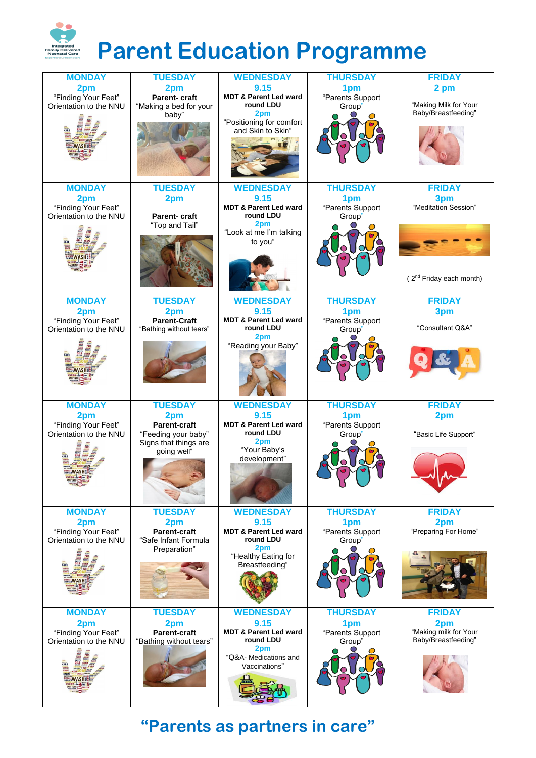# Parent Education Programme

| MONDAY | TUESDAY | WEDNESDAY | THURSDAY | FRIDAY |
|---|---|---|---|---|
| **2pm** "Finding Your Feet" Orientation to the NNU | **2pm** **Parent- craft** "Making a bed for your baby" | **9.15** **MDT & Parent Led ward round LDU** **2pm** "Positioning for comfort and Skin to Skin" | **1pm** "Parents Support Group" | **2 pm** "Making Milk for Your Baby/Breastfeeding" |
| **2pm** "Finding Your Feet" Orientation to the NNU | **2pm** **Parent- craft** "Top and Tail" | **9.15** **MDT & Parent Led ward round LDU** **2pm** "Look at me I'm talking to you" | **1pm** "Parents Support Group" | **3pm** "Meditation Session" ( 2nd Friday each month) |
| **2pm** "Finding Your Feet" Orientation to the NNU | **2pm** **Parent-Craft** "Bathing without tears" | **9.15** **MDT & Parent Led ward round LDU** **2pm** "Reading your Baby" | **1pm** "Parents Support Group" | **3pm** "Consultant Q&A" |
| **2pm** "Finding Your Feet" Orientation to the NNU | **2pm** **Parent-craft** "Feeding your baby" Signs that things are going well" | **9.15** **MDT & Parent Led ward round LDU** **2pm** "Your Baby's development" | **1pm** "Parents Support Group" | **2pm** "Basic Life Support" |
| **2pm** "Finding Your Feet" Orientation to the NNU | **2pm** **Parent-craft** "Safe Infant Formula Preparation" | **9.15** **MDT & Parent Led ward round LDU** **2pm** "Healthy Eating for Breastfeeding" | **1pm** "Parents Support Group" | **2pm** "Preparing For Home" |
| **2pm** "Finding Your Feet" Orientation to the NNU | **2pm** **Parent-craft** "Bathing without tears" | **9.15** **MDT & Parent Led ward round LDU** **2pm** "Q&A- Medications and Vaccinations" | **1pm** "Parents Support Group" | **2pm** "Making milk for Your Baby/Breastfeeding" |

## "Parents as partners in care"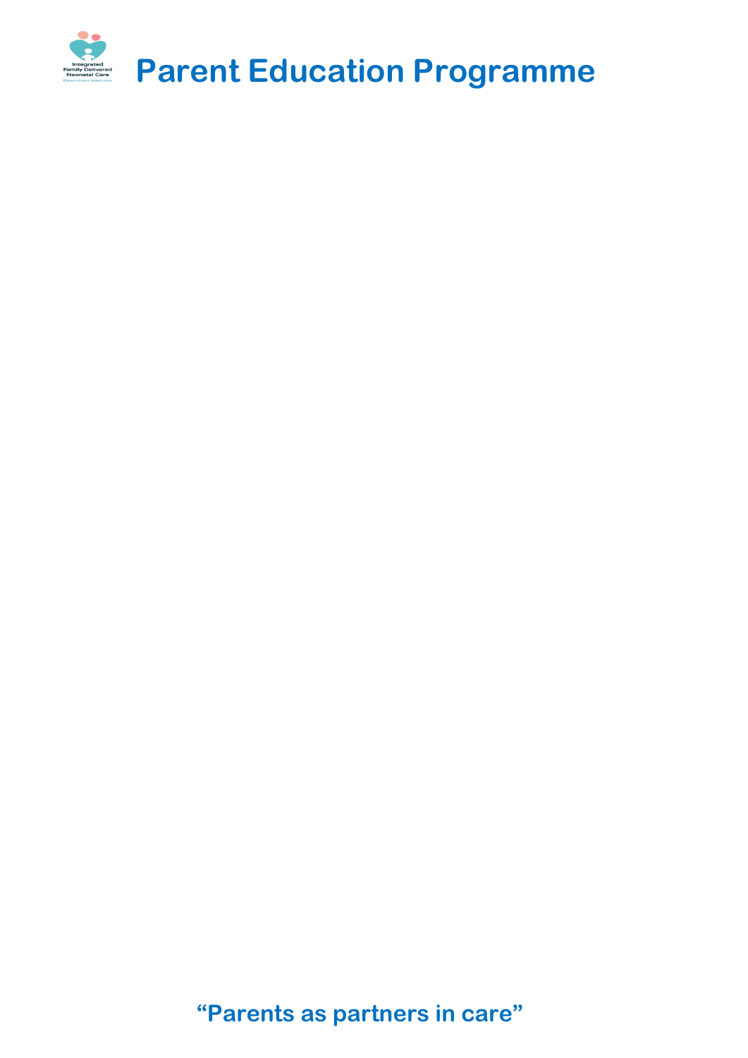# Parent Education Programme

**"Parents as partners in care"**